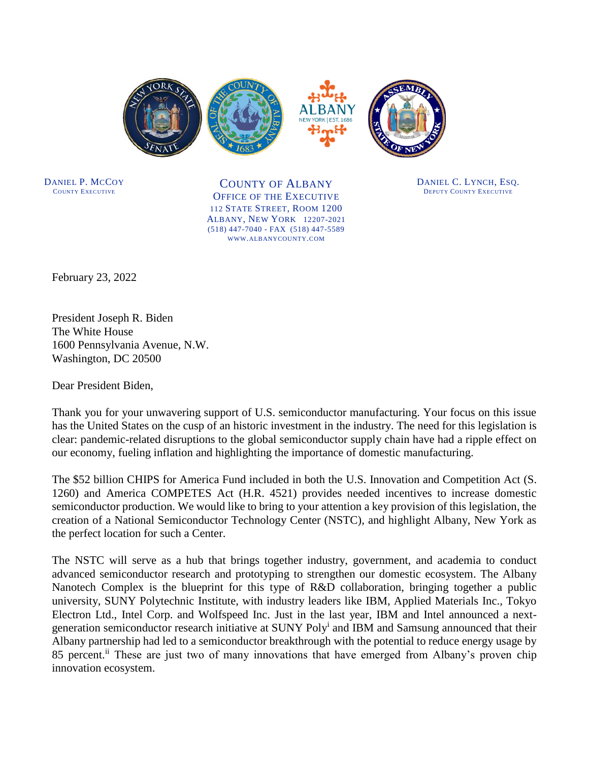DANIEL P. MCCOY
COUNTY EXECUTIVE

COUNTY OF ALBANY
OFFICE OF THE EXECUTIVE
112 STATE STREET, ROOM 1200
ALBANY, NEW YORK 12207-2021
(518) 447-7040 - FAX (518) 447-5589
WWW.ALBANYCOUNTY.COM

DANIEL C. LYNCH, ESQ.
DEPUTY COUNTY EXECUTIVE

February 23, 2022

President Joseph R. Biden
The White House
1600 Pennsylvania Avenue, N.W.
Washington, DC 20500

Dear President Biden,

Thank you for your unwavering support of U.S. semiconductor manufacturing. Your focus on this issue has the United States on the cusp of an historic investment in the industry. The need for this legislation is clear: pandemic-related disruptions to the global semiconductor supply chain have had a ripple effect on our economy, fueling inflation and highlighting the importance of domestic manufacturing.

The $52 billion CHIPS for America Fund included in both the U.S. Innovation and Competition Act (S. 1260) and America COMPETES Act (H.R. 4521) provides needed incentives to increase domestic semiconductor production. We would like to bring to your attention a key provision of this legislation, the creation of a National Semiconductor Technology Center (NSTC), and highlight Albany, New York as the perfect location for such a Center.

The NSTC will serve as a hub that brings together industry, government, and academia to conduct advanced semiconductor research and prototyping to strengthen our domestic ecosystem. The Albany Nanotech Complex is the blueprint for this type of R&D collaboration, bringing together a public university, SUNY Polytechnic Institute, with industry leaders like IBM, Applied Materials Inc., Tokyo Electron Ltd., Intel Corp. and Wolfspeed Inc. Just in the last year, IBM and Intel announced a next-generation semiconductor research initiative at SUNY Poly[i] and IBM and Samsung announced that their Albany partnership had led to a semiconductor breakthrough with the potential to reduce energy usage by 85 percent.[ii] These are just two of many innovations that have emerged from Albany's proven chip innovation ecosystem.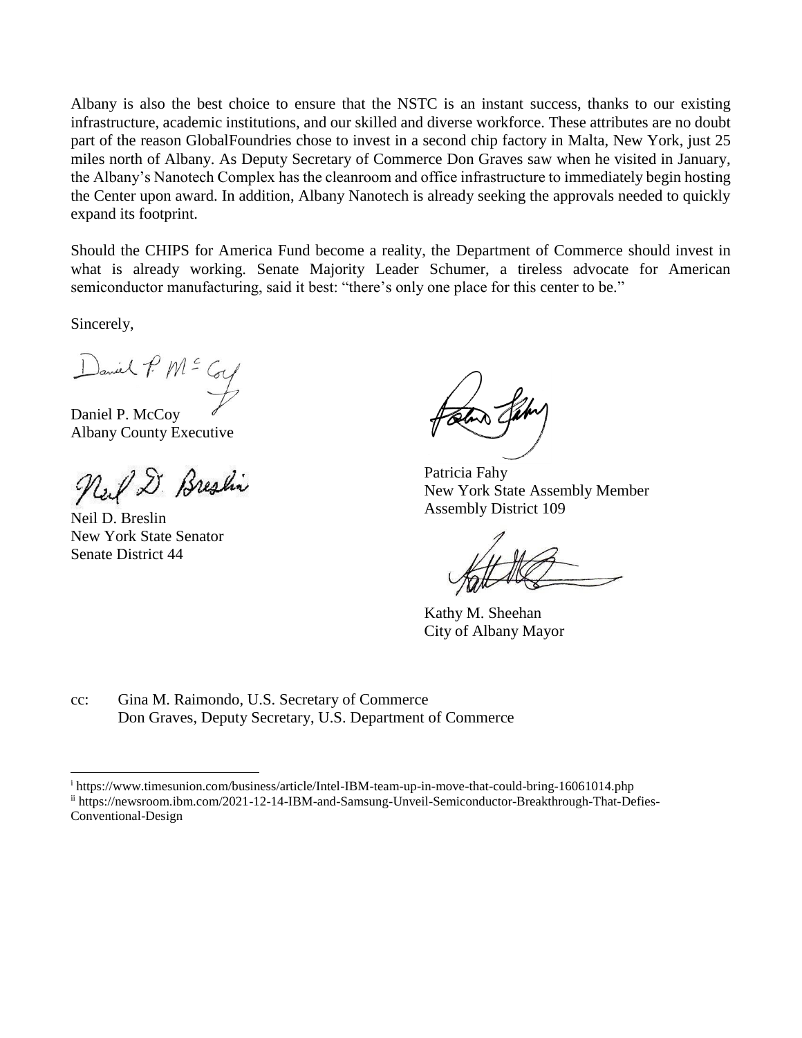Albany is also the best choice to ensure that the NSTC is an instant success, thanks to our existing infrastructure, academic institutions, and our skilled and diverse workforce. These attributes are no doubt part of the reason GlobalFoundries chose to invest in a second chip factory in Malta, New York, just 25 miles north of Albany. As Deputy Secretary of Commerce Don Graves saw when he visited in January, the Albany's Nanotech Complex has the cleanroom and office infrastructure to immediately begin hosting the Center upon award. In addition, Albany Nanotech is already seeking the approvals needed to quickly expand its footprint.

Should the CHIPS for America Fund become a reality, the Department of Commerce should invest in what is already working. Senate Majority Leader Schumer, a tireless advocate for American semiconductor manufacturing, said it best: "there's only one place for this center to be."

Sincerely,

Daniel P. McCoy
Albany County Executive

Neil D. Breslin
New York State Senator
Senate District 44

Patricia Fahy
New York State Assembly Member
Assembly District 109

Kathy M. Sheehan
City of Albany Mayor

cc: Gina M. Raimondo, U.S. Secretary of Commerce
Don Graves, Deputy Secretary, U.S. Department of Commerce

---

[i] https://www.timesunion.com/business/article/Intel-IBM-team-up-in-move-that-could-bring-16061014.php

[ii] https://newsroom.ibm.com/2021-12-14-IBM-and-Samsung-Unveil-Semiconductor-Breakthrough-That-Defies-Conventional-Design